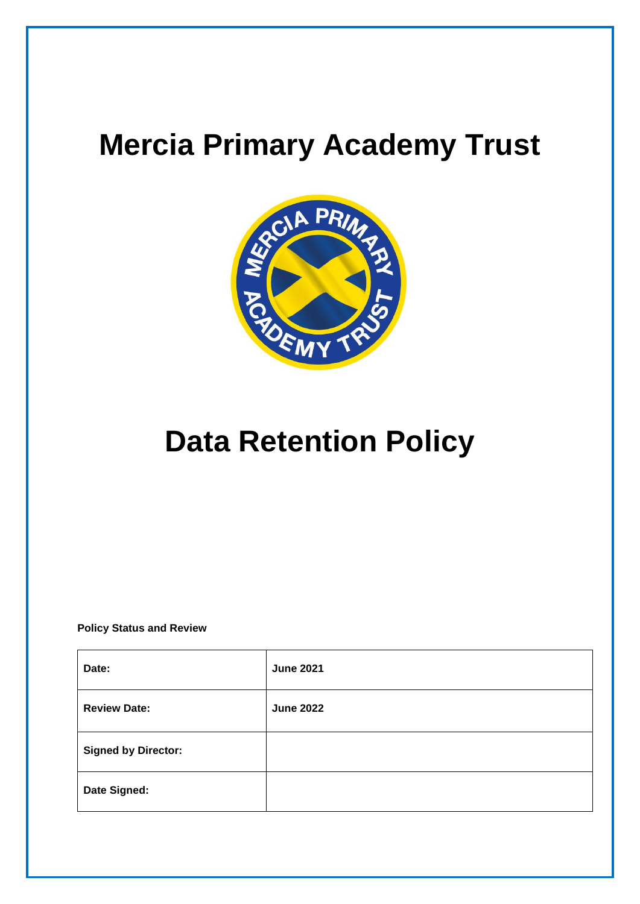# Mercia Primary Academy Trust

# Data Retention Policy

**Policy Status and Review**

| | |
|---|---|
| **Date:** | **June 2021** |
| **Review Date:** | **June 2022** |
| **Signed by Director:** | |
| **Date Signed:** | |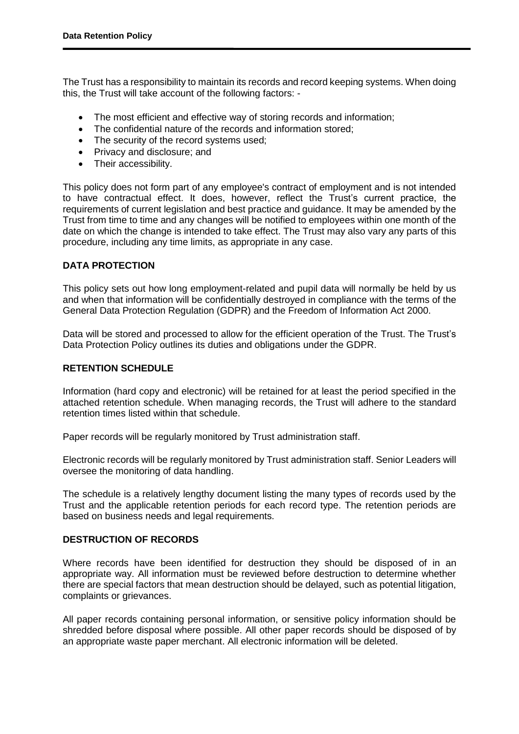The Trust has a responsibility to maintain its records and record keeping systems. When doing this, the Trust will take account of the following factors: -

- The most efficient and effective way of storing records and information;
- The confidential nature of the records and information stored;
- The security of the record systems used;
- Privacy and disclosure; and
- Their accessibility.

This policy does not form part of any employee's contract of employment and is not intended to have contractual effect. It does, however, reflect the Trust's current practice, the requirements of current legislation and best practice and guidance. It may be amended by the Trust from time to time and any changes will be notified to employees within one month of the date on which the change is intended to take effect. The Trust may also vary any parts of this procedure, including any time limits, as appropriate in any case.

## DATA PROTECTION

This policy sets out how long employment-related and pupil data will normally be held by us and when that information will be confidentially destroyed in compliance with the terms of the General Data Protection Regulation (GDPR) and the Freedom of Information Act 2000.

Data will be stored and processed to allow for the efficient operation of the Trust. The Trust's Data Protection Policy outlines its duties and obligations under the GDPR.

## RETENTION SCHEDULE

Information (hard copy and electronic) will be retained for at least the period specified in the attached retention schedule. When managing records, the Trust will adhere to the standard retention times listed within that schedule.

Paper records will be regularly monitored by Trust administration staff.

Electronic records will be regularly monitored by Trust administration staff. Senior Leaders will oversee the monitoring of data handling.

The schedule is a relatively lengthy document listing the many types of records used by the Trust and the applicable retention periods for each record type. The retention periods are based on business needs and legal requirements.

## DESTRUCTION OF RECORDS

Where records have been identified for destruction they should be disposed of in an appropriate way. All information must be reviewed before destruction to determine whether there are special factors that mean destruction should be delayed, such as potential litigation, complaints or grievances.

All paper records containing personal information, or sensitive policy information should be shredded before disposal where possible. All other paper records should be disposed of by an appropriate waste paper merchant. All electronic information will be deleted.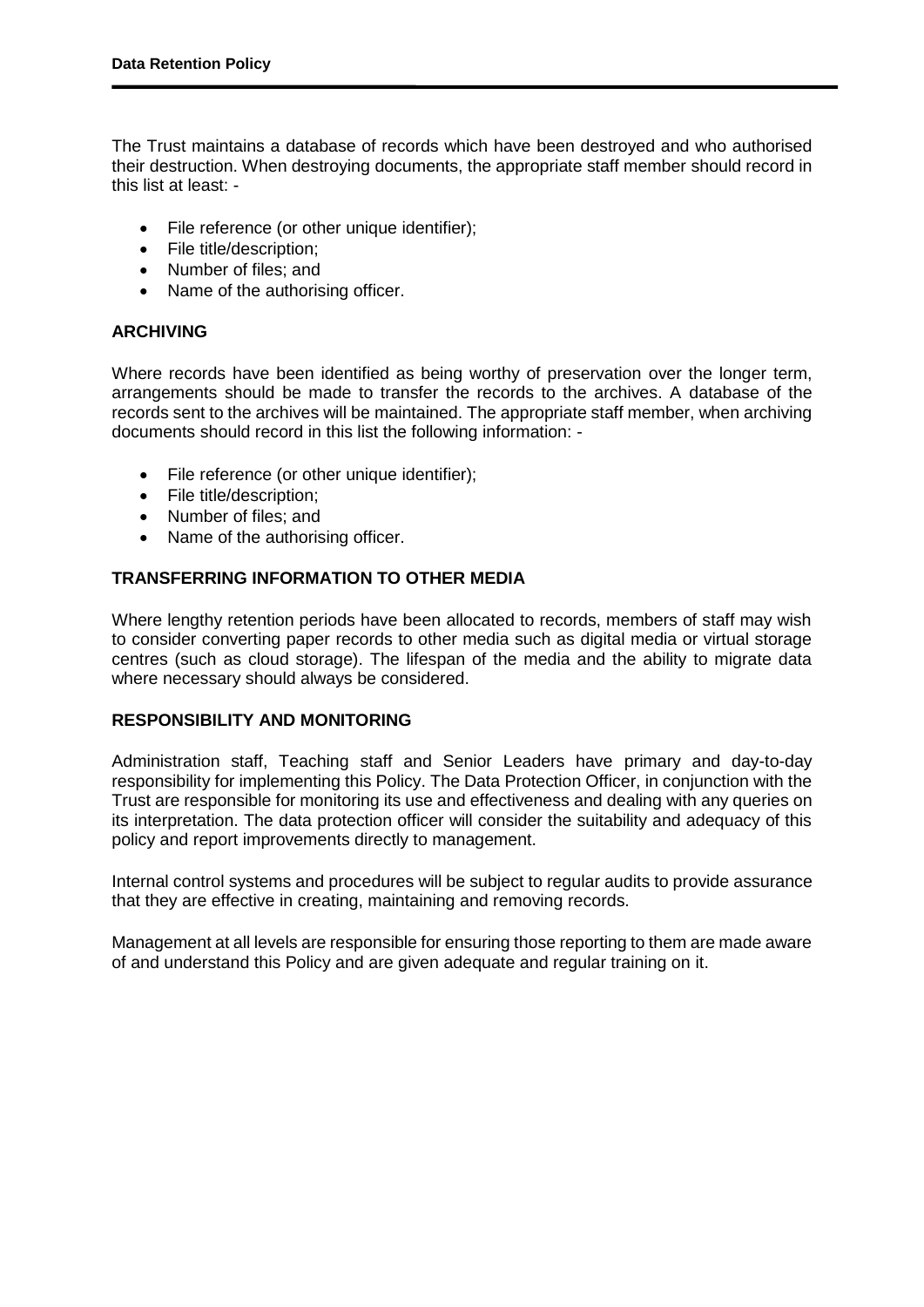The Trust maintains a database of records which have been destroyed and who authorised their destruction. When destroying documents, the appropriate staff member should record in this list at least: -

- File reference (or other unique identifier);
- File title/description;
- Number of files; and
- Name of the authorising officer.

## ARCHIVING

Where records have been identified as being worthy of preservation over the longer term, arrangements should be made to transfer the records to the archives. A database of the records sent to the archives will be maintained. The appropriate staff member, when archiving documents should record in this list the following information: -

- File reference (or other unique identifier);
- File title/description;
- Number of files; and
- Name of the authorising officer.

## TRANSFERRING INFORMATION TO OTHER MEDIA

Where lengthy retention periods have been allocated to records, members of staff may wish to consider converting paper records to other media such as digital media or virtual storage centres (such as cloud storage). The lifespan of the media and the ability to migrate data where necessary should always be considered.

## RESPONSIBILITY AND MONITORING

Administration staff, Teaching staff and Senior Leaders have primary and day-to-day responsibility for implementing this Policy. The Data Protection Officer, in conjunction with the Trust are responsible for monitoring its use and effectiveness and dealing with any queries on its interpretation. The data protection officer will consider the suitability and adequacy of this policy and report improvements directly to management.

Internal control systems and procedures will be subject to regular audits to provide assurance that they are effective in creating, maintaining and removing records.

Management at all levels are responsible for ensuring those reporting to them are made aware of and understand this Policy and are given adequate and regular training on it.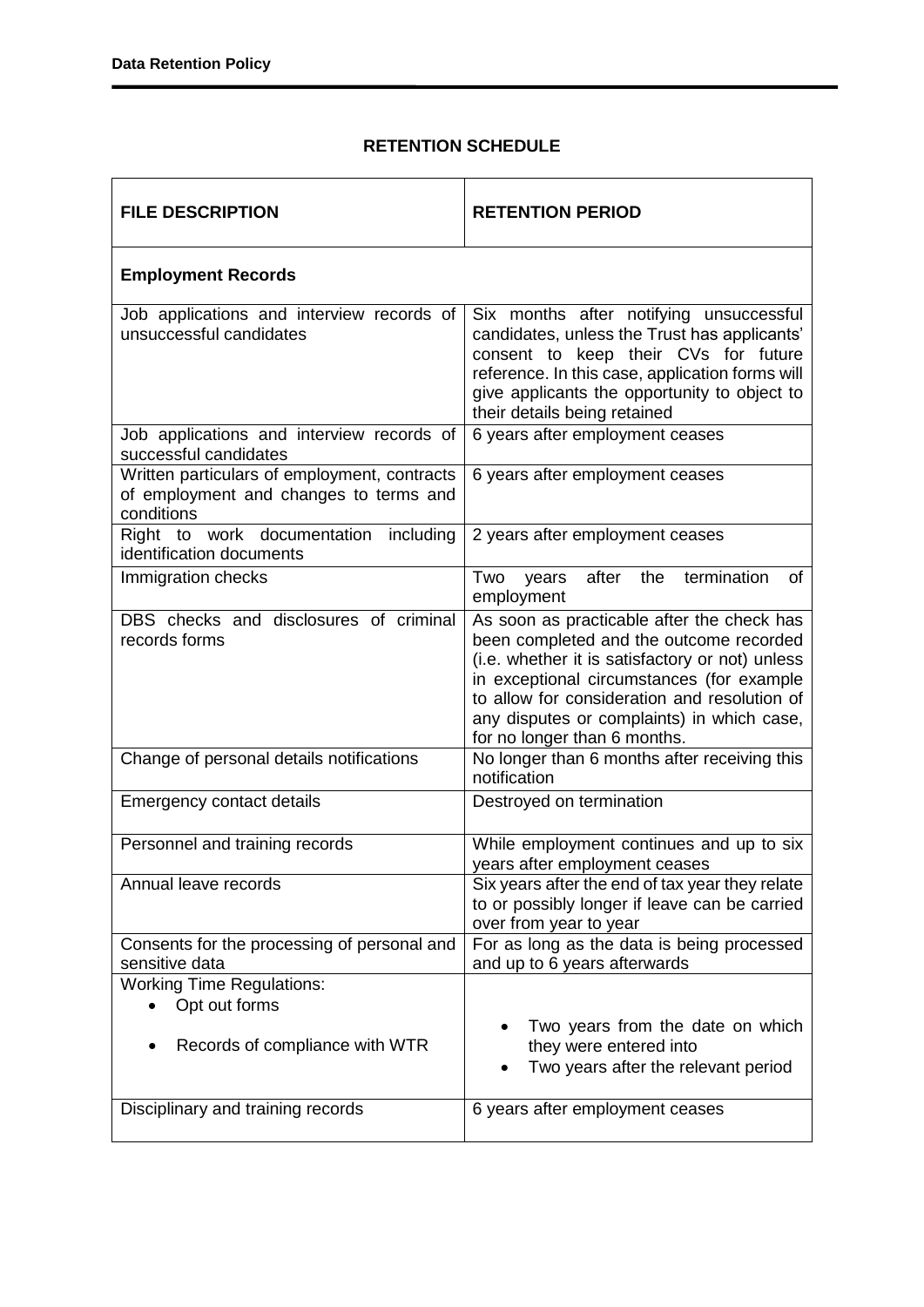## RETENTION SCHEDULE

| FILE DESCRIPTION | RETENTION PERIOD |
|---|---|
| **Employment Records** | |
| Job applications and interview records of unsuccessful candidates | Six months after notifying unsuccessful candidates, unless the Trust has applicants' consent to keep their CVs for future reference. In this case, application forms will give applicants the opportunity to object to their details being retained |
| Job applications and interview records of successful candidates | 6 years after employment ceases |
| Written particulars of employment, contracts of employment and changes to terms and conditions | 6 years after employment ceases |
| Right to work documentation including identification documents | 2 years after employment ceases |
| Immigration checks | Two years after the termination of employment |
| DBS checks and disclosures of criminal records forms | As soon as practicable after the check has been completed and the outcome recorded (i.e. whether it is satisfactory or not) unless in exceptional circumstances (for example to allow for consideration and resolution of any disputes or complaints) in which case, for no longer than 6 months. |
| Change of personal details notifications | No longer than 6 months after receiving this notification |
| Emergency contact details | Destroyed on termination |
| Personnel and training records | While employment continues and up to six years after employment ceases |
| Annual leave records | Six years after the end of tax year they relate to or possibly longer if leave can be carried over from year to year |
| Consents for the processing of personal and sensitive data | For as long as the data is being processed and up to 6 years afterwards |
| Working Time Regulations:<br>• Opt out forms<br>• Records of compliance with WTR | • Two years from the date on which they were entered into<br>• Two years after the relevant period |
| Disciplinary and training records | 6 years after employment ceases |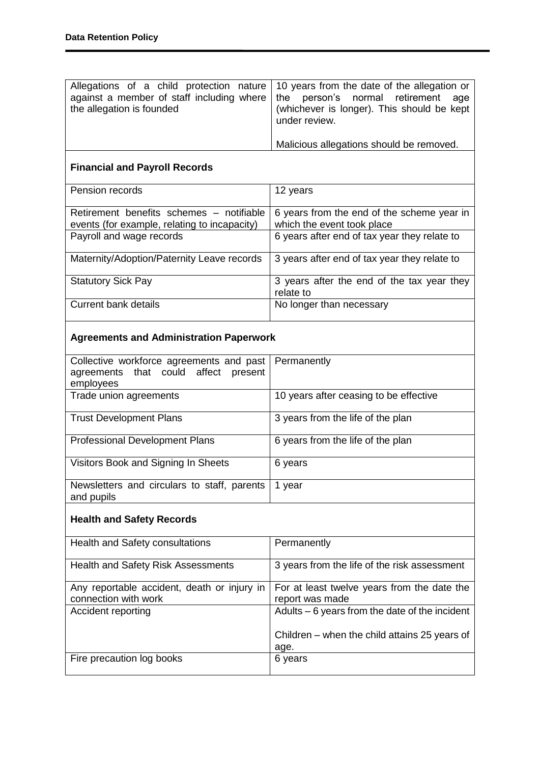| | |
|---|---|
| Allegations of a child protection nature against a member of staff including where the allegation is founded | 10 years from the date of the allegation or the person's normal retirement age (whichever is longer). This should be kept under review.<br><br>Malicious allegations should be removed. |
| **Financial and Payroll Records** | |
| Pension records | 12 years |
| Retirement benefits schemes – notifiable events (for example, relating to incapacity) | 6 years from the end of the scheme year in which the event took place |
| Payroll and wage records | 6 years after end of tax year they relate to |
| Maternity/Adoption/Paternity Leave records | 3 years after end of tax year they relate to |
| Statutory Sick Pay | 3 years after the end of the tax year they relate to |
| Current bank details | No longer than necessary |
| **Agreements and Administration Paperwork** | |
| Collective workforce agreements and past agreements that could affect present employees | Permanently |
| Trade union agreements | 10 years after ceasing to be effective |
| Trust Development Plans | 3 years from the life of the plan |
| Professional Development Plans | 6 years from the life of the plan |
| Visitors Book and Signing In Sheets | 6 years |
| Newsletters and circulars to staff, parents and pupils | 1 year |
| **Health and Safety Records** | |
| Health and Safety consultations | Permanently |
| Health and Safety Risk Assessments | 3 years from the life of the risk assessment |
| Any reportable accident, death or injury in connection with work | For at least twelve years from the date the report was made |
| Accident reporting | Adults – 6 years from the date of the incident<br><br>Children – when the child attains 25 years of age. |
| Fire precaution log books | 6 years |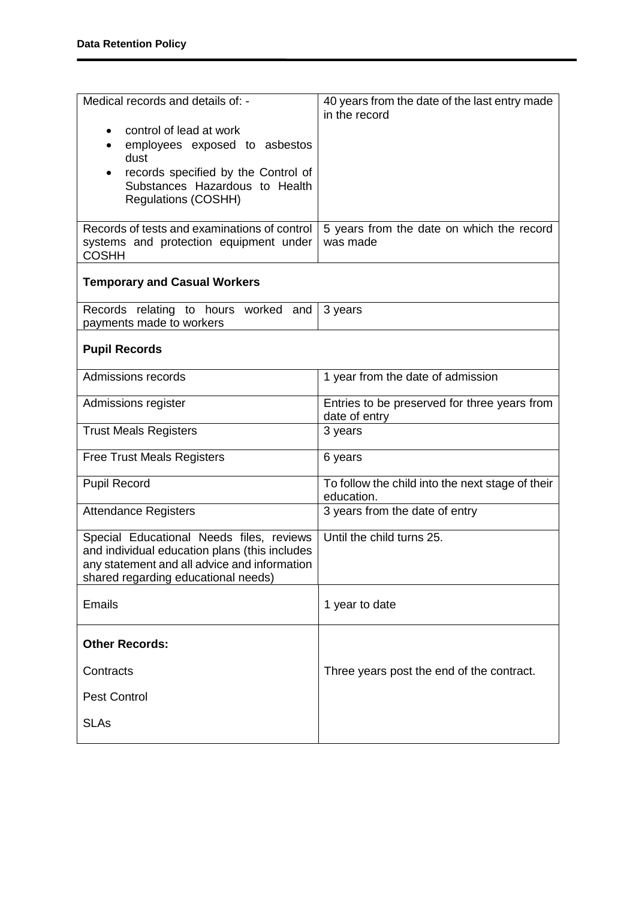| | |
|---|---|
| Medical records and details of: -<br>• control of lead at work<br>• employees exposed to asbestos dust<br>• records specified by the Control of Substances Hazardous to Health Regulations (COSHH) | 40 years from the date of the last entry made in the record |
| Records of tests and examinations of control systems and protection equipment under COSHH | 5 years from the date on which the record was made |
| **Temporary and Casual Workers** | |
| Records relating to hours worked and payments made to workers | 3 years |
| **Pupil Records** | |
| Admissions records | 1 year from the date of admission |
| Admissions register | Entries to be preserved for three years from date of entry |
| Trust Meals Registers | 3 years |
| Free Trust Meals Registers | 6 years |
| Pupil Record | To follow the child into the next stage of their education. |
| Attendance Registers | 3 years from the date of entry |
| Special Educational Needs files, reviews and individual education plans (this includes any statement and all advice and information shared regarding educational needs) | Until the child turns 25. |
| Emails | 1 year to date |
| **Other Records:**<br>Contracts<br>Pest Control<br>SLAs | Three years post the end of the contract. |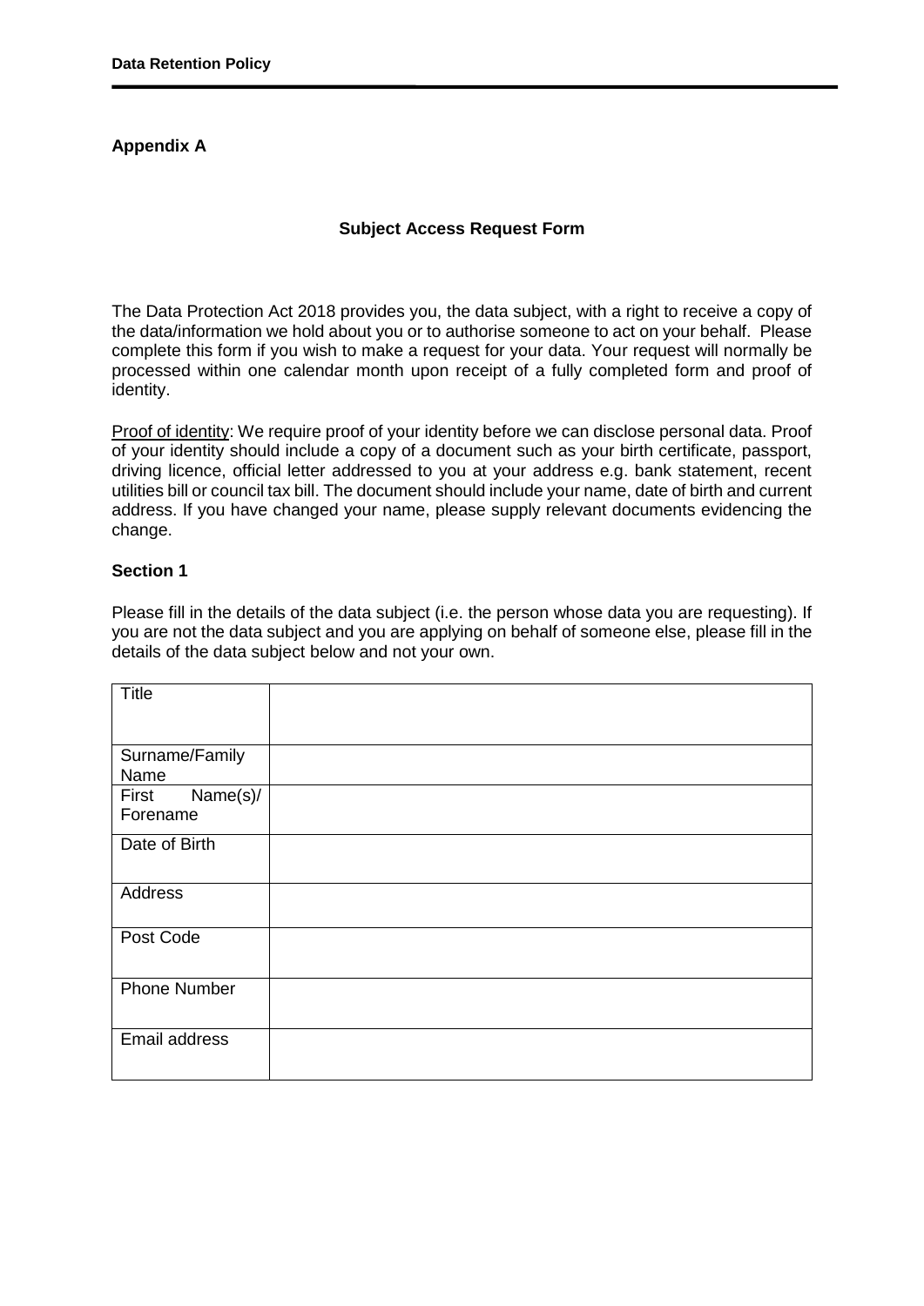**Appendix A**

**Subject Access Request Form**

The Data Protection Act 2018 provides you, the data subject, with a right to receive a copy of the data/information we hold about you or to authorise someone to act on your behalf. Please complete this form if you wish to make a request for your data. Your request will normally be processed within one calendar month upon receipt of a fully completed form and proof of identity.

Proof of identity: We require proof of your identity before we can disclose personal data. Proof of your identity should include a copy of a document such as your birth certificate, passport, driving licence, official letter addressed to you at your address e.g. bank statement, recent utilities bill or council tax bill. The document should include your name, date of birth and current address. If you have changed your name, please supply relevant documents evidencing the change.

**Section 1**

Please fill in the details of the data subject (i.e. the person whose data you are requesting). If you are not the data subject and you are applying on behalf of someone else, please fill in the details of the data subject below and not your own.

| Title | |
|---|---|
| Surname/Family Name | |
| First Name(s)/ Forename | |
| Date of Birth | |
| Address | |
| Post Code | |
| Phone Number | |
| Email address | |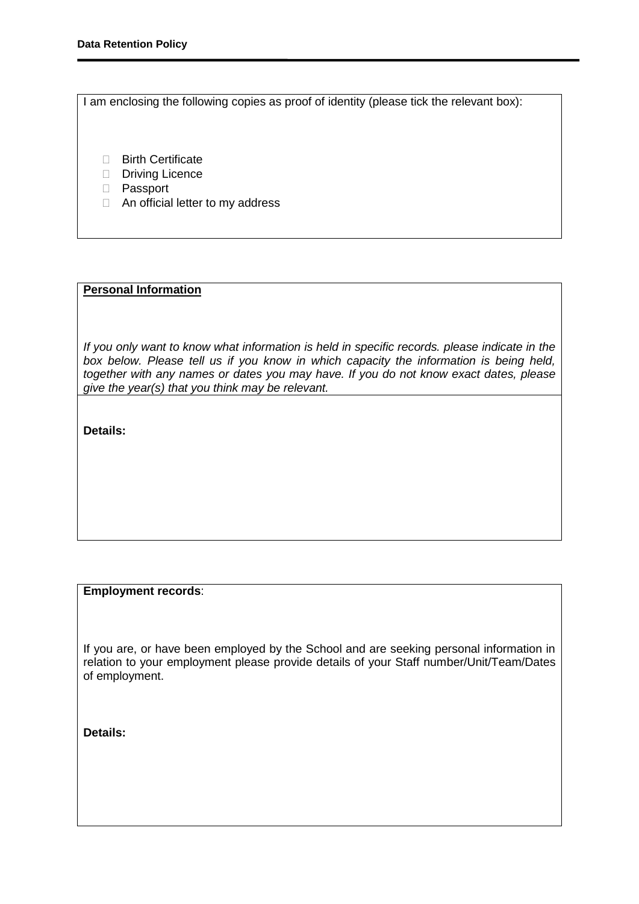I am enclosing the following copies as proof of identity (please tick the relevant box):

- ☐ Birth Certificate
- ☐ Driving Licence
- ☐ Passport
- ☐ An official letter to my address

**Personal Information**

*If you only want to know what information is held in specific records. please indicate in the box below. Please tell us if you know in which capacity the information is being held, together with any names or dates you may have. If you do not know exact dates, please give the year(s) that you think may be relevant.*

**Details:**

**Employment records**:

If you are, or have been employed by the School and are seeking personal information in relation to your employment please provide details of your Staff number/Unit/Team/Dates of employment.

**Details:**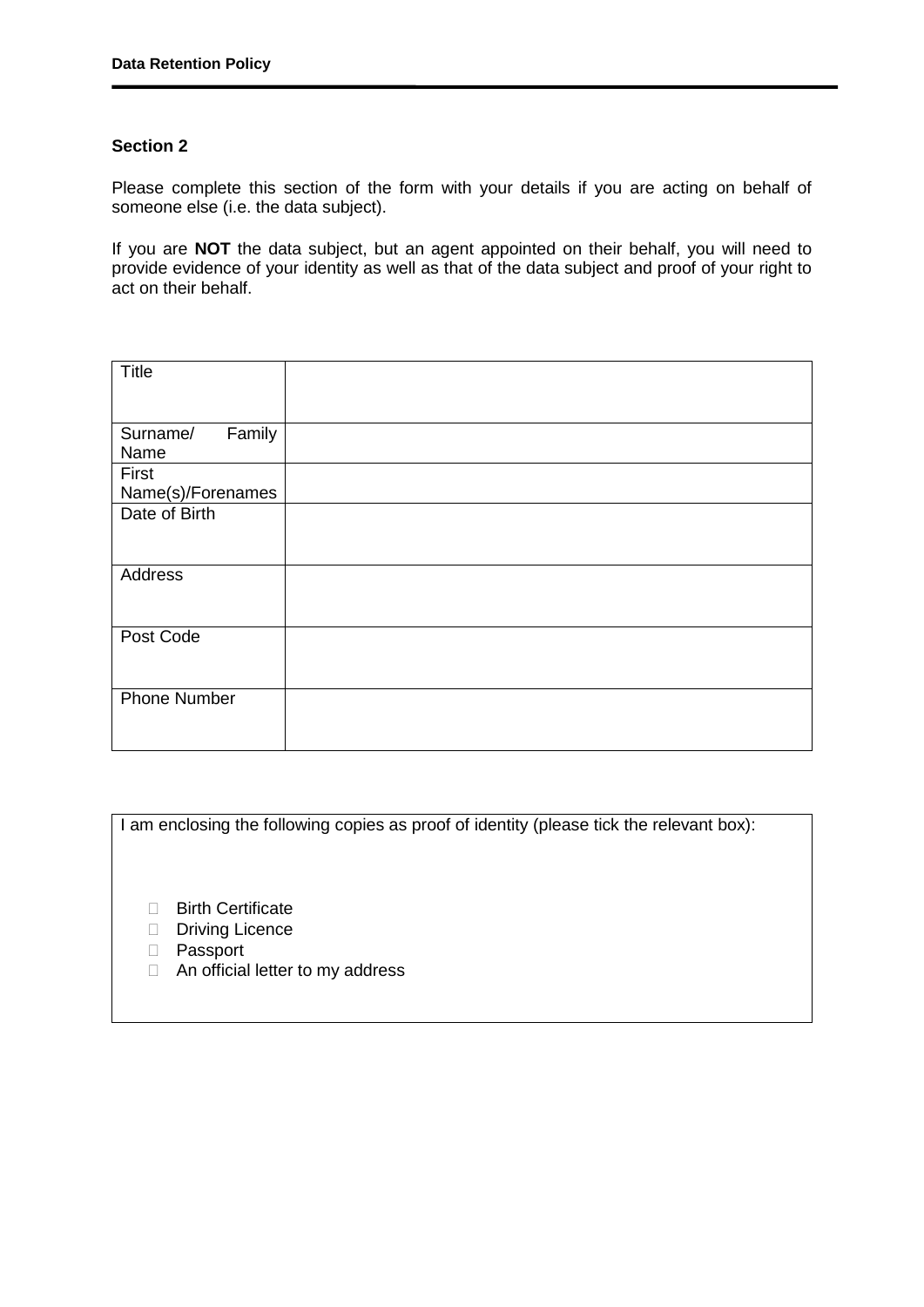**Section 2**

Please complete this section of the form with your details if you are acting on behalf of someone else (i.e. the data subject).

If you are **NOT** the data subject, but an agent appointed on their behalf, you will need to provide evidence of your identity as well as that of the data subject and proof of your right to act on their behalf.

| | |
|---|---|
| Title | |
| Surname/ Family Name | |
| First Name(s)/Forenames | |
| Date of Birth | |
| Address | |
| Post Code | |
| Phone Number | |

I am enclosing the following copies as proof of identity (please tick the relevant box):

- ☐ Birth Certificate
- ☐ Driving Licence
- ☐ Passport
- ☐ An official letter to my address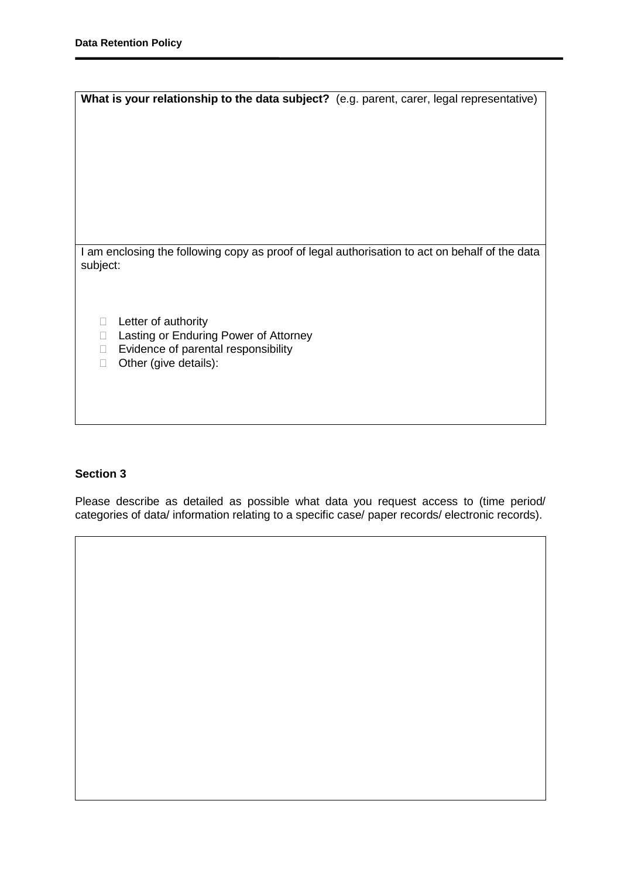| **What is your relationship to the data subject?** (e.g. parent, carer, legal representative) |
|---|
| |
| I am enclosing the following copy as proof of legal authorisation to act on behalf of the data subject:<br><br>☐ Letter of authority<br>☐ Lasting or Enduring Power of Attorney<br>☐ Evidence of parental responsibility<br>☐ Other (give details): |

**Section 3**

Please describe as detailed as possible what data you request access to (time period/ categories of data/ information relating to a specific case/ paper records/ electronic records).

| |
|---|
| |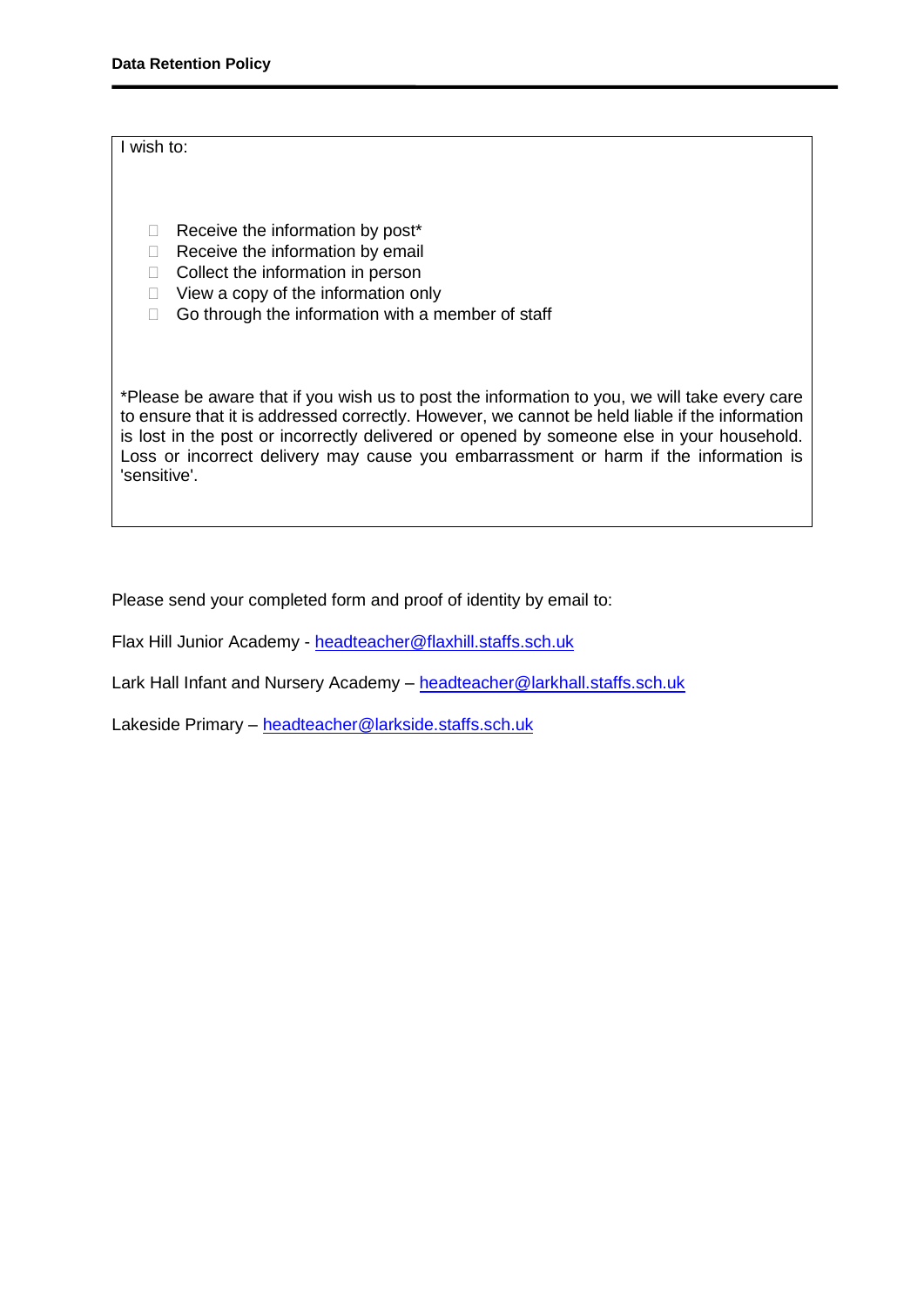I wish to:

- ☐ Receive the information by post*
- ☐ Receive the information by email
- ☐ Collect the information in person
- ☐ View a copy of the information only
- ☐ Go through the information with a member of staff

*Please be aware that if you wish us to post the information to you, we will take every care to ensure that it is addressed correctly. However, we cannot be held liable if the information is lost in the post or incorrectly delivered or opened by someone else in your household. Loss or incorrect delivery may cause you embarrassment or harm if the information is 'sensitive'.

Please send your completed form and proof of identity by email to:

Flax Hill Junior Academy - headteacher@flaxhill.staffs.sch.uk

Lark Hall Infant and Nursery Academy – headteacher@larkhall.staffs.sch.uk

Lakeside Primary – headteacher@larkside.staffs.sch.uk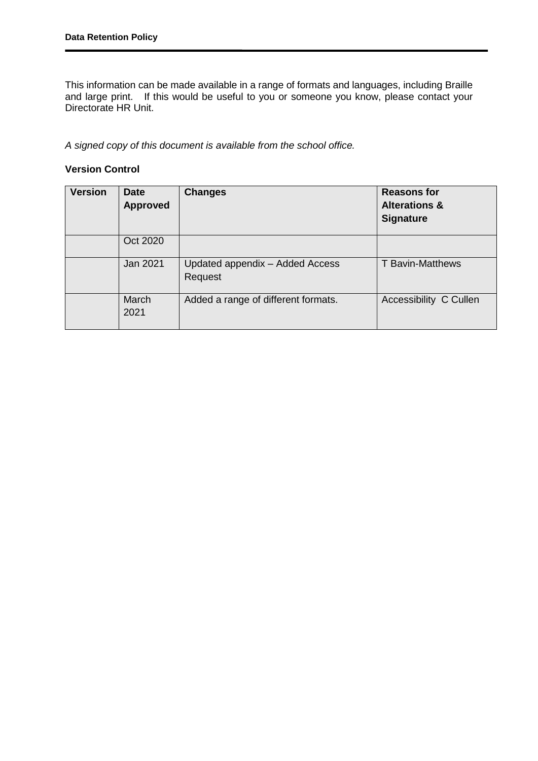This information can be made available in a range of formats and languages, including Braille and large print. If this would be useful to you or someone you know, please contact your Directorate HR Unit.

*A signed copy of this document is available from the school office.*

**Version Control**

| Version | Date Approved | Changes | Reasons for Alterations & Signature |
|---|---|---|---|
| | Oct 2020 | | |
| | Jan 2021 | Updated appendix – Added Access Request | T Bavin-Matthews |
| | March 2021 | Added a range of different formats. | Accessibility C Cullen |